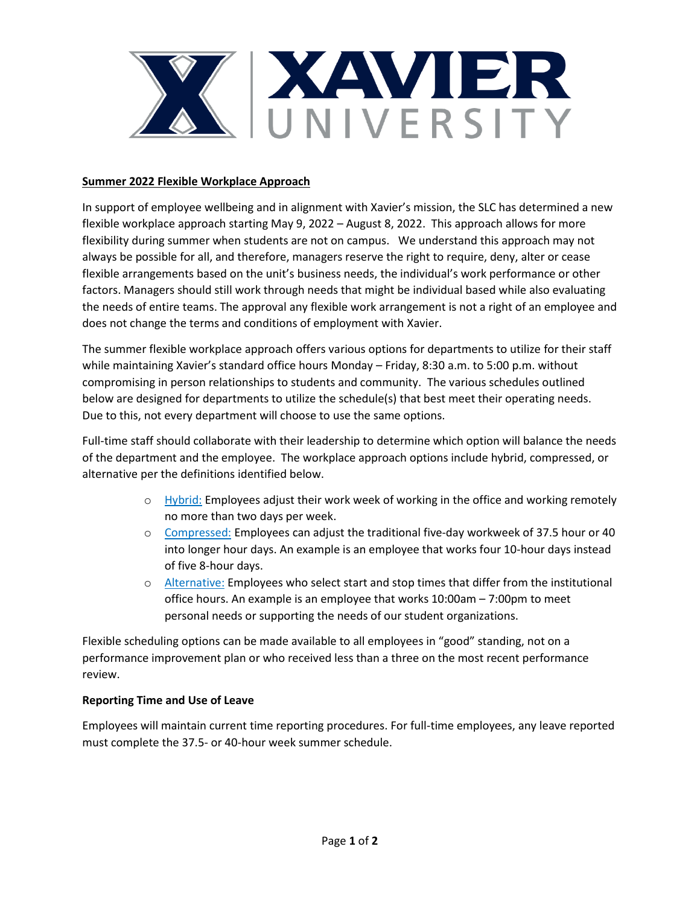# XAVIER UNIVERSITY

**Summary 2022 Flexible Workplace Approach**

In support of employee wellbeing and in alignment with Xavier's mission, the SLC has determined a new flexible workplace approach starting May 9, 2022 – August 8, 2022. This approach allows for more flexibility during summer when students are not on campus. We understand this approach may not always be possible for all, and therefore, managers reserve the right to require, deny, alter or cease flexible arrangements based on the unit's business needs, the individual's work performance or other factors. Managers should still work through needs that might be individual based while also evaluating the needs of entire teams. The approval any flexible work arrangement is not a right of an employee and does not change the terms and conditions of employment with Xavier.

The summer flexible workplace approach offers various options for departments to utilize for their staff while maintaining Xavier's standard office hours Monday – Friday, 8:30 a.m. to 5:00 p.m. without compromising in person relationships to students and community. The various schedules outlined below are designed for departments to utilize the schedule(s) that best meet their operating needs. Due to this, not every department will choose to use the same options.

Full-time staff should collaborate with their leadership to determine which option will balance the needs of the department and the employee. The workplace approach options include hybrid, compressed, or alternative per the definitions identified below.

- Hybrid: Employees adjust their work week of working in the office and working remotely no more than two days per week.
- Compressed: Employees can adjust the traditional five-day workweek of 37.5 hour or 40 into longer hour days. An example is an employee that works four 10-hour days instead of five 8-hour days.
- Alternative: Employees who select start and stop times that differ from the institutional office hours. An example is an employee that works 10:00am – 7:00pm to meet personal needs or supporting the needs of our student organizations.

Flexible scheduling options can be made available to all employees in "good" standing, not on a performance improvement plan or who received less than a three on the most recent performance review.

**Reporting Time and Use of Leave**

Employees will maintain current time reporting procedures. For full-time employees, any leave reported must complete the 37.5- or 40-hour week summer schedule.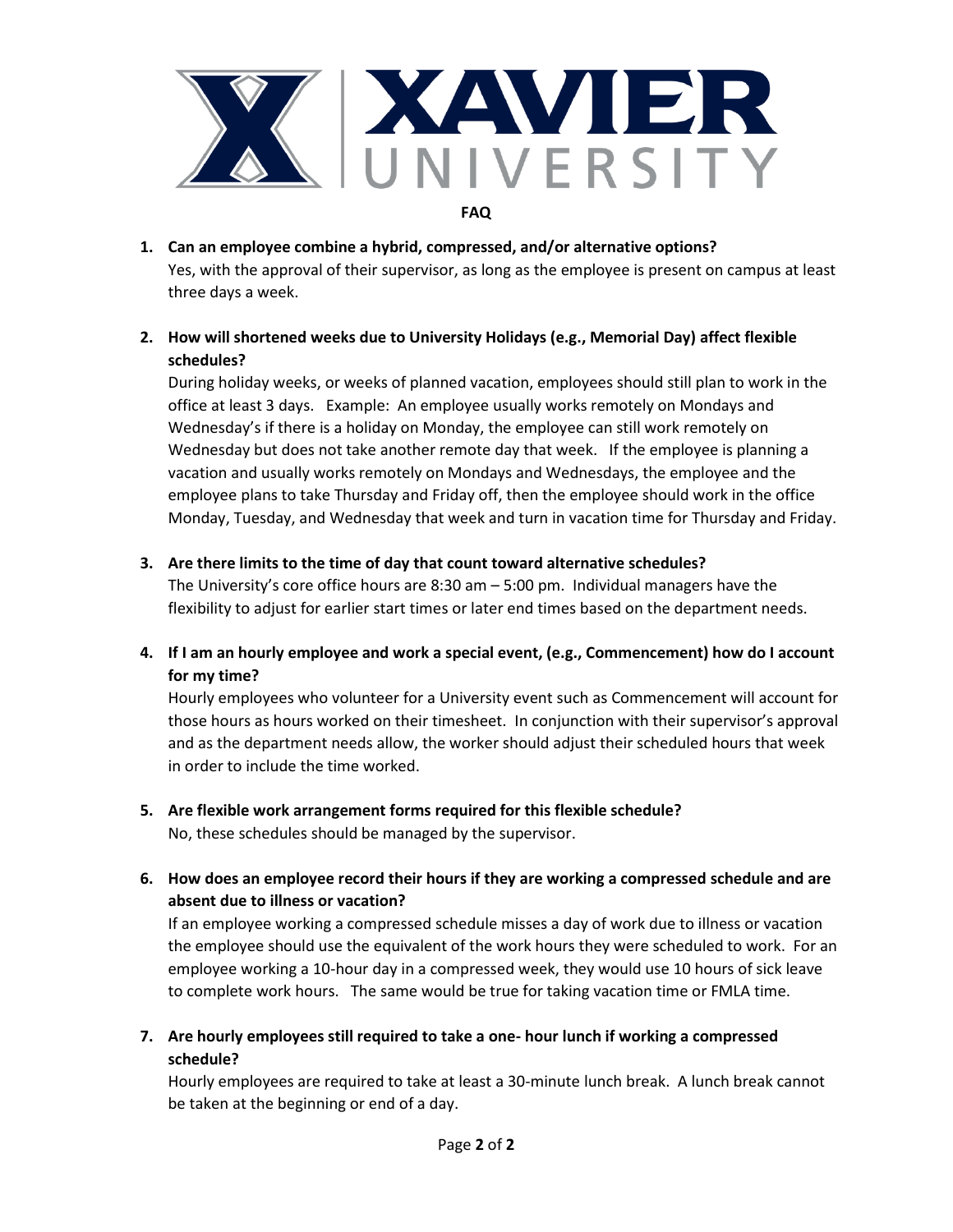# FAQ

1. **Can an employee combine a hybrid, compressed, and/or alternative options?**
   Yes, with the approval of their supervisor, as long as the employee is present on campus at least three days a week.

2. **How will shortened weeks due to University Holidays (e.g., Memorial Day) affect flexible schedules?**
   During holiday weeks, or weeks of planned vacation, employees should still plan to work in the office at least 3 days. Example: An employee usually works remotely on Mondays and Wednesday's if there is a holiday on Monday, the employee can still work remotely on Wednesday but does not take another remote day that week. If the employee is planning a vacation and usually works remotely on Mondays and Wednesdays, the employee and the employee plans to take Thursday and Friday off, then the employee should work in the office Monday, Tuesday, and Wednesday that week and turn in vacation time for Thursday and Friday.

3. **Are there limits to the time of day that count toward alternative schedules?**
   The University's core office hours are 8:30 am – 5:00 pm. Individual managers have the flexibility to adjust for earlier start times or later end times based on the department needs.

4. **If I am an hourly employee and work a special event, (e.g., Commencement) how do I account for my time?**
   Hourly employees who volunteer for a University event such as Commencement will account for those hours as hours worked on their timesheet. In conjunction with their supervisor's approval and as the department needs allow, the worker should adjust their scheduled hours that week in order to include the time worked.

5. **Are flexible work arrangement forms required for this flexible schedule?**
   No, these schedules should be managed by the supervisor.

6. **How does an employee record their hours if they are working a compressed schedule and are absent due to illness or vacation?**
   If an employee working a compressed schedule misses a day of work due to illness or vacation the employee should use the equivalent of the work hours they were scheduled to work. For an employee working a 10-hour day in a compressed week, they would use 10 hours of sick leave to complete work hours. The same would be true for taking vacation time or FMLA time.

7. **Are hourly employees still required to take a one- hour lunch if working a compressed schedule?**
   Hourly employees are required to take at least a 30-minute lunch break. A lunch break cannot be taken at the beginning or end of a day.